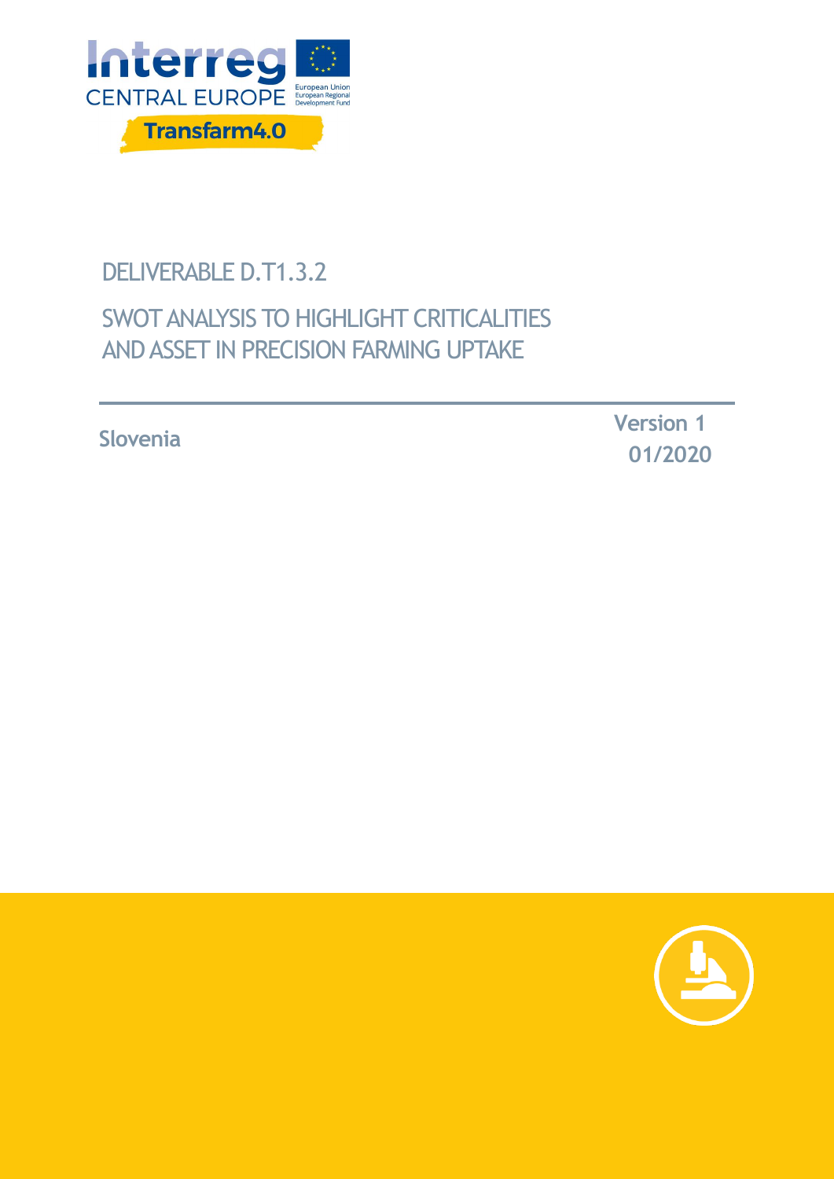Interreg CENTRAL EUROPE

European Union
European Regional Development Fund

Transfarm4.0

# DELIVERABLE D.T1.3.2

## SWOT ANALYSIS TO HIGHLIGHT CRITICALITIES AND ASSET IN PRECISION FARMING UPTAKE

**Slovenia**

**Version 1**
**01/2020**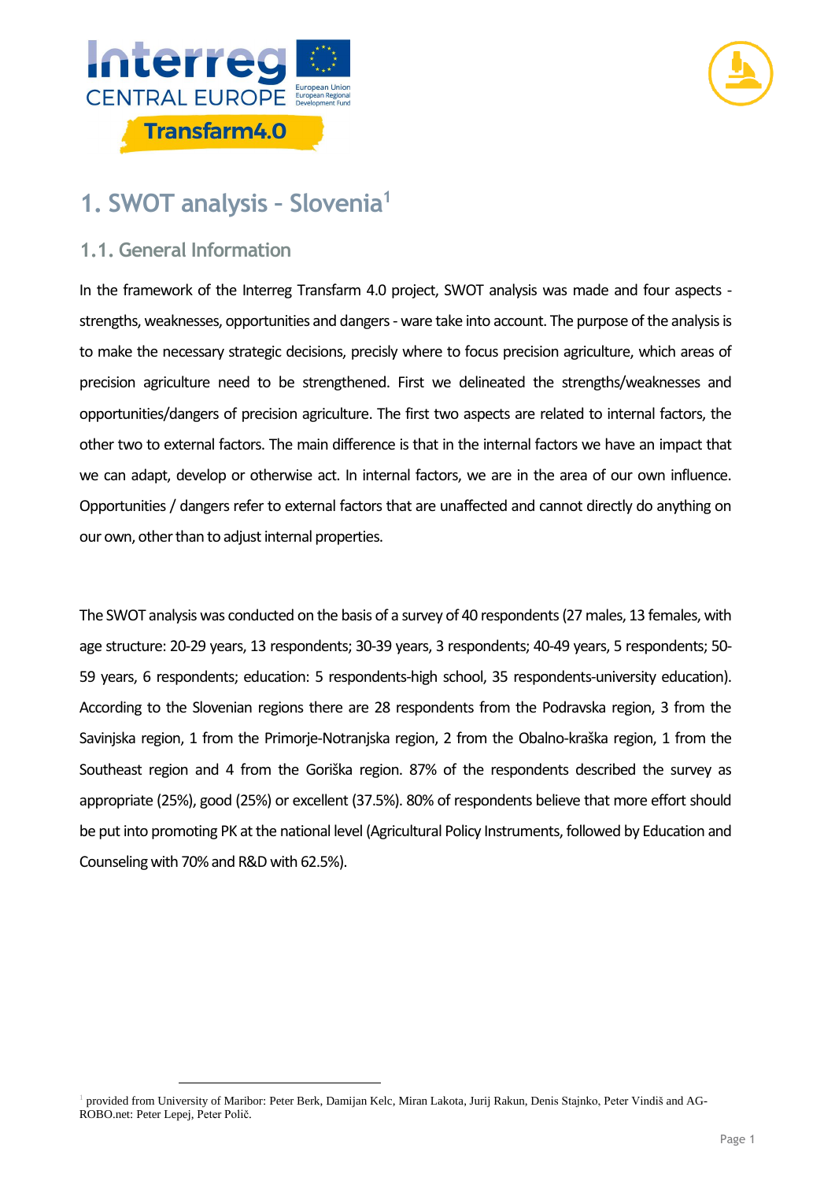# 1. SWOT analysis – Slovenia[1]

## 1.1. General Information

In the framework of the Interreg Transfarm 4.0 project, SWOT analysis was made and four aspects - strengths, weaknesses, opportunities and dangers - ware take into account. The purpose of the analysis is to make the necessary strategic decisions, precisly where to focus precision agriculture, which areas of precision agriculture need to be strengthened. First we delineated the strengths/weaknesses and opportunities/dangers of precision agriculture. The first two aspects are related to internal factors, the other two to external factors. The main difference is that in the internal factors we have an impact that we can adapt, develop or otherwise act. In internal factors, we are in the area of our own influence. Opportunities / dangers refer to external factors that are unaffected and cannot directly do anything on our own, other than to adjust internal properties.

The SWOT analysis was conducted on the basis of a survey of 40 respondents (27 males, 13 females, with age structure: 20-29 years, 13 respondents; 30-39 years, 3 respondents; 40-49 years, 5 respondents; 50-59 years, 6 respondents; education: 5 respondents-high school, 35 respondents-university education). According to the Slovenian regions there are 28 respondents from the Podravska region, 3 from the Savinjska region, 1 from the Primorje-Notranjska region, 2 from the Obalno-kraška region, 1 from the Southeast region and 4 from the Goriška region. 87% of the respondents described the survey as appropriate (25%), good (25%) or excellent (37.5%). 80% of respondents believe that more effort should be put into promoting PK at the national level (Agricultural Policy Instruments, followed by Education and Counseling with 70% and R&D with 62.5%).

---

[1] provided from University of Maribor: Peter Berk, Damijan Kelc, Miran Lakota, Jurij Rakun, Denis Stajnko, Peter Vindiš and AG-ROBO.net: Peter Lepej, Peter Polič.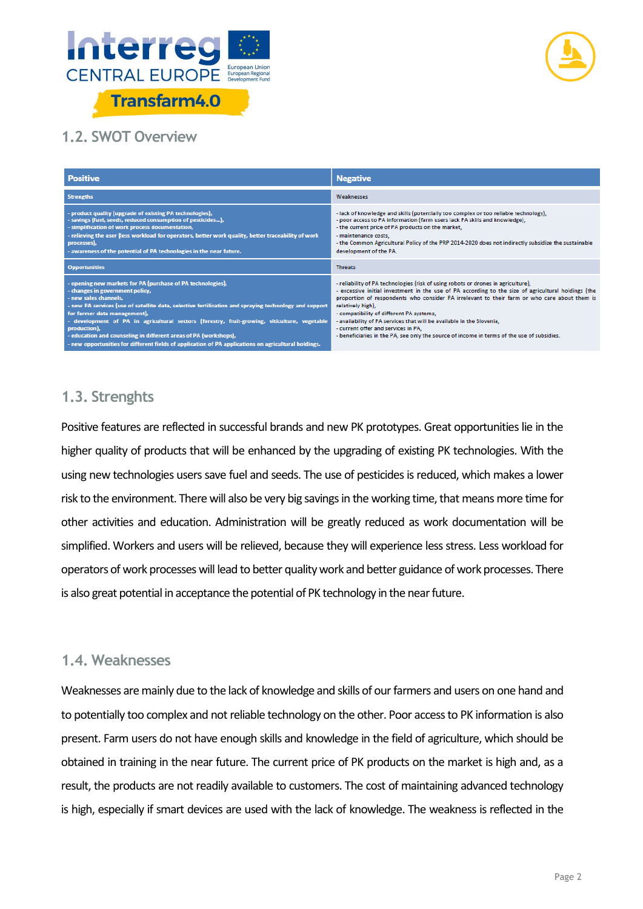## 1.2. SWOT Overview

| Positive | Negative |
|---|---|
| Strengths | Weaknesses |
| - product quality (upgrade of existing PA technologies),<br>- savings (fuel, seeds, reduced consumption of pesticides...),<br>- simplification of work process documentation,<br>- relieving the user (less workload for operators, better work quality, better traceability of work processes),<br>- awareness of the potential of PA technologies in the near future. | - lack of knowledge and skills (potentially too complex or too reliable technology),<br>- poor access to PA information (farm users lack PA skills and knowledge),<br>- the current price of PA products on the market,<br>- maintenance costs,<br>- the Common Agricultural Policy of the PRP 2014-2020 does not indirectly subsidize the sustainable development of the PA. |
| Opportunities | Threats |
| - opening new markets for PA (purchase of PA technologies),<br>- changes in government policy,<br>- new sales channels,<br>- new PA services (use of satellite data, selective fertilization and spraying technology and support for farmer data management),<br>- development of PA in agricultural sectors (forestry, fruit-growing, viticulture, vegetable production),<br>- education and counseling in different areas of PA (workshops),<br>- new opportunities for different fields of application of PA applications on agricultural holdings. | - reliability of PA technologies (risk of using robots or drones in agriculture),<br>- excessive initial investment in the use of PA according to the size of agricultural holdings (the proportion of respondents who consider PA irrelevant to their farm or who care about them is relatively high),<br>- compatibility of different PA systems,<br>- availability of PA services that will be available in the Slovenia,<br>- current offer and services in PA,<br>- beneficiaries in the PA, see only the source of income in terms of the use of subsidies. |

## 1.3. Strenghts

Positive features are reflected in successful brands and new PK prototypes. Great opportunities lie in the higher quality of products that will be enhanced by the upgrading of existing PK technologies. With the using new technologies users save fuel and seeds. The use of pesticides is reduced, which makes a lower risk to the environment. There will also be very big savings in the working time, that means more time for other activities and education. Administration will be greatly reduced as work documentation will be simplified. Workers and users will be relieved, because they will experience less stress. Less workload for operators of work processes will lead to better quality work and better guidance of work processes. There is also great potential in acceptance the potential of PK technology in the near future.

## 1.4. Weaknesses

Weaknesses are mainly due to the lack of knowledge and skills of our farmers and users on one hand and to potentially too complex and not reliable technology on the other. Poor access to PK information is also present. Farm users do not have enough skills and knowledge in the field of agriculture, which should be obtained in training in the near future. The current price of PK products on the market is high and, as a result, the products are not readily available to customers. The cost of maintaining advanced technology is high, especially if smart devices are used with the lack of knowledge. The weakness is reflected in the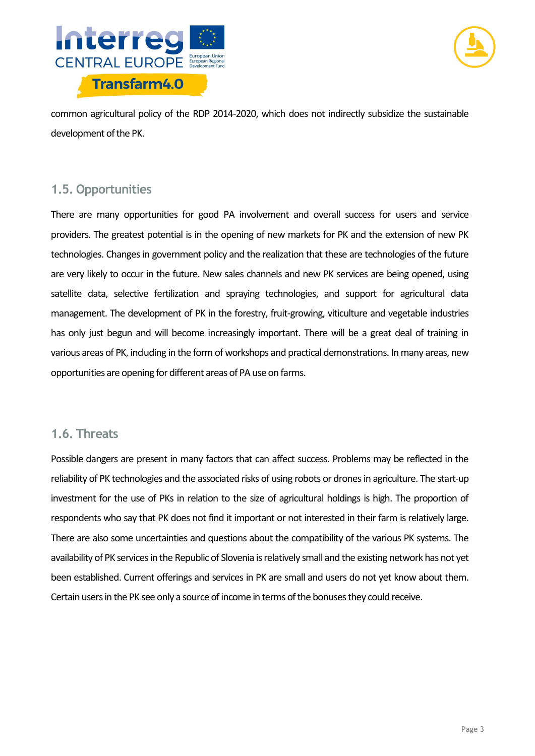common agricultural policy of the RDP 2014-2020, which does not indirectly subsidize the sustainable development of the PK.

## 1.5. Opportunities

There are many opportunities for good PA involvement and overall success for users and service providers. The greatest potential is in the opening of new markets for PK and the extension of new PK technologies. Changes in government policy and the realization that these are technologies of the future are very likely to occur in the future. New sales channels and new PK services are being opened, using satellite data, selective fertilization and spraying technologies, and support for agricultural data management. The development of PK in the forestry, fruit-growing, viticulture and vegetable industries has only just begun and will become increasingly important. There will be a great deal of training in various areas of PK, including in the form of workshops and practical demonstrations. In many areas, new opportunities are opening for different areas of PA use on farms.

## 1.6. Threats

Possible dangers are present in many factors that can affect success. Problems may be reflected in the reliability of PK technologies and the associated risks of using robots or drones in agriculture. The start-up investment for the use of PKs in relation to the size of agricultural holdings is high. The proportion of respondents who say that PK does not find it important or not interested in their farm is relatively large. There are also some uncertainties and questions about the compatibility of the various PK systems. The availability of PK services in the Republic of Slovenia is relatively small and the existing network has not yet been established. Current offerings and services in PK are small and users do not yet know about them. Certain users in the PK see only a source of income in terms of the bonuses they could receive.